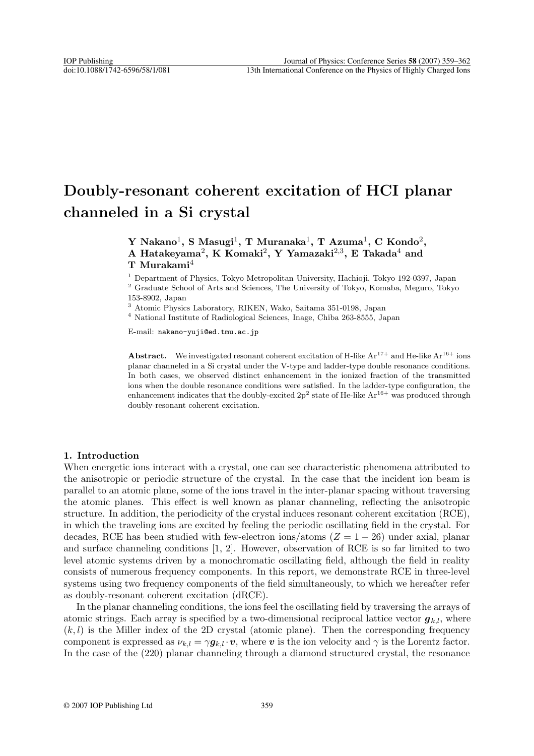# Doubly-resonant coherent excitation of HCI planar channeled in a Si crystal

**Y Nakano[1], S Masugi[1], T Muranaka[1], T Azuma[1], C Kondo[2], A Hatakeyama[2], K Komaki[2], Y Yamazaki[2,3], E Takada[4] and T Murakami[4]**

[1] Department of Physics, Tokyo Metropolitan University, Hachioji, Tokyo 192-0397, Japan

[2] Graduate School of Arts and Sciences, The University of Tokyo, Komaba, Meguro, Tokyo 153-8902, Japan

[3] Atomic Physics Laboratory, RIKEN, Wako, Saitama 351-0198, Japan

[4] National Institute of Radiological Sciences, Inage, Chiba 263-8555, Japan

E-mail: nakano-yuji@ed.tmu.ac.jp

**Abstract.** We investigated resonant coherent excitation of H-like $Ar^{17+}$ and He-like $Ar^{16+}$ ions planar channeled in a Si crystal under the V-type and ladder-type double resonance conditions. In both cases, we observed distinct enhancement in the ionized fraction of the transmitted ions when the double resonance conditions were satisfied. In the ladder-type configuration, the enhancement indicates that the doubly-excited $2p^2$ state of He-like $Ar^{16+}$ was produced through doubly-resonant coherent excitation.

## 1. Introduction

When energetic ions interact with a crystal, one can see characteristic phenomena attributed to the anisotropic or periodic structure of the crystal. In the case that the incident ion beam is parallel to an atomic plane, some of the ions travel in the inter-planar spacing without traversing the atomic planes. This effect is well known as planar channeling, reflecting the anisotropic structure. In addition, the periodicity of the crystal induces resonant coherent excitation (RCE), in which the traveling ions are excited by feeling the periodic oscillating field in the crystal. For decades, RCE has been studied with few-electron ions/atoms ($Z = 1 - 26$) under axial, planar and surface channeling conditions [1, 2]. However, observation of RCE is so far limited to two level atomic systems driven by a monochromatic oscillating field, although the field in reality consists of numerous frequency components. In this report, we demonstrate RCE in three-level systems using two frequency components of the field simultaneously, to which we hereafter refer as doubly-resonant coherent excitation (dRCE).

In the planar channeling conditions, the ions feel the oscillating field by traversing the arrays of atomic strings. Each array is specified by a two-dimensional reciprocal lattice vector $\boldsymbol{g}_{k,l}$, where $(k, l)$ is the Miller index of the 2D crystal (atomic plane). Then the corresponding frequency component is expressed as $\nu_{k,l} = \gamma \boldsymbol{g}_{k,l} \cdot \boldsymbol{v}$, where $\boldsymbol{v}$ is the ion velocity and $\gamma$ is the Lorentz factor. In the case of the (220) planar channeling through a diamond structured crystal, the resonance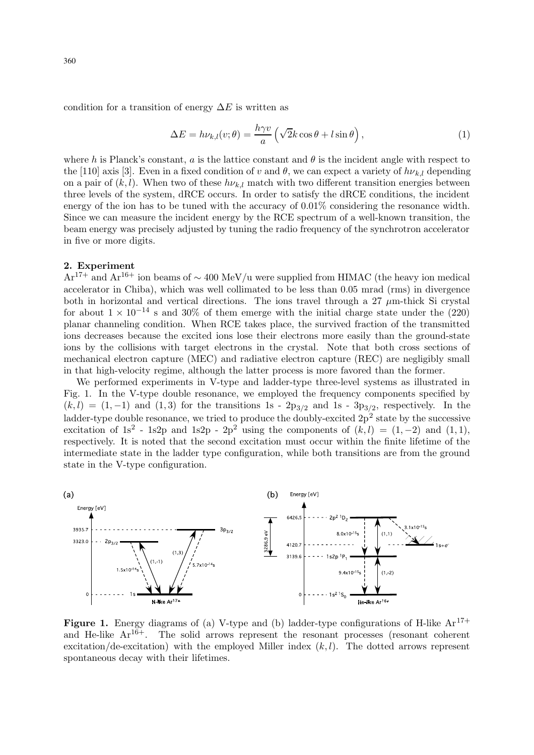condition for a transition of energy $\Delta E$ is written as

$$\Delta E = h\nu_{k,l}(v;\theta) = \frac{h\gamma v}{a}\left(\sqrt{2}k\cos\theta + l\sin\theta\right), \tag{1}$$

where $h$ is Planck's constant, $a$ is the lattice constant and $\theta$ is the incident angle with respect to the [110] axis [3]. Even in a fixed condition of $v$ and $\theta$, we can expect a variety of $h\nu_{k,l}$ depending on a pair of $(k,l)$. When two of these $h\nu_{k,l}$ match with two different transition energies between three levels of the system, dRCE occurs. In order to satisfy the dRCE conditions, the incident energy of the ion has to be tuned with the accuracy of 0.01% considering the resonance width. Since we can measure the incident energy by the RCE spectrum of a well-known transition, the beam energy was precisely adjusted by tuning the radio frequency of the synchrotron accelerator in five or more digits.

## 2. Experiment

$Ar^{17+}$ and $Ar^{16+}$ ion beams of $\sim$ 400 MeV/u were supplied from HIMAC (the heavy ion medical accelerator in Chiba), which was well collimated to be less than 0.05 mrad (rms) in divergence both in horizontal and vertical directions. The ions travel through a 27 $\mu$m-thick Si crystal for about $1 \times 10^{-14}$ s and 30% of them emerge with the initial charge state under the (220) planar channeling condition. When RCE takes place, the survived fraction of the transmitted ions decreases because the excited ions lose their electrons more easily than the ground-state ions by the collisions with target electrons in the crystal. Note that both cross sections of mechanical electron capture (MEC) and radiative electron capture (REC) are negligibly small in that high-velocity regime, although the latter process is more favored than the former.

We performed experiments in V-type and ladder-type three-level systems as illustrated in Fig. 1. In the V-type double resonance, we employed the frequency components specified by $(k,l) = (1,-1)$ and $(1,3)$ for the transitions 1s - $2p_{3/2}$ and 1s - $3p_{3/2}$, respectively. In the ladder-type double resonance, we tried to produce the doubly-excited $2p^2$ state by the successive excitation of $1s^2$ - 1s2p and 1s2p - $2p^2$ using the components of $(k,l) = (1,-2)$ and $(1,1)$, respectively. It is noted that the second excitation must occur within the finite lifetime of the intermediate state in the ladder type configuration, while both transitions are from the ground state in the V-type configuration.

**Figure 1.** Energy diagrams of (a) V-type and (b) ladder-type configurations of H-like $Ar^{17+}$ and He-like $Ar^{16+}$. The solid arrows represent the resonant processes (resonant coherent excitation/de-excitation) with the employed Miller index $(k,l)$. The dotted arrows represent spontaneous decay with their lifetimes.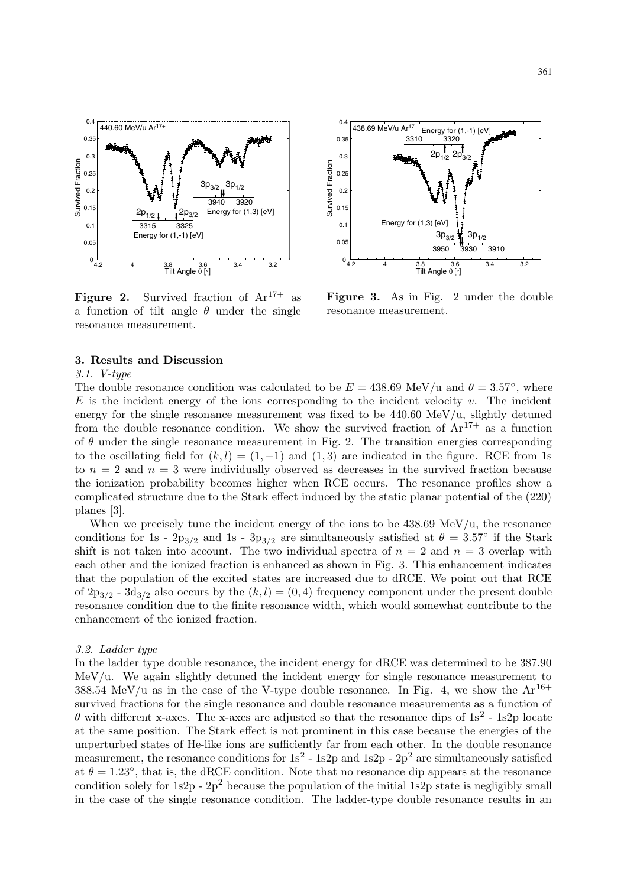**Figure 2.** Survived fraction of $Ar^{17+}$ as a function of tilt angle $\theta$ under the single resonance measurement.

**Figure 3.** As in Fig. 2 under the double resonance measurement.

### 3. Results and Discussion

*3.1. V-type*

The double resonance condition was calculated to be $E = 438.69$ MeV/u and $\theta = 3.57°$, where $E$ is the incident energy of the ions corresponding to the incident velocity $v$. The incident energy for the single resonance measurement was fixed to be 440.60 MeV/u, slightly detuned from the double resonance condition. We show the survived fraction of $Ar^{17+}$ as a function of $\theta$ under the single resonance measurement in Fig. 2. The transition energies corresponding to the oscillating field for $(k, l) = (1, -1)$ and $(1, 3)$ are indicated in the figure. RCE from 1s to $n = 2$ and $n = 3$ were individually observed as decreases in the survived fraction because the ionization probability becomes higher when RCE occurs. The resonance profiles show a complicated structure due to the Stark effect induced by the static planar potential of the (220) planes [3].

When we precisely tune the incident energy of the ions to be 438.69 MeV/u, the resonance conditions for 1s - $2p_{3/2}$ and 1s - $3p_{3/2}$ are simultaneously satisfied at $\theta = 3.57°$ if the Stark shift is not taken into account. The two individual spectra of $n = 2$ and $n = 3$ overlap with each other and the ionized fraction is enhanced as shown in Fig. 3. This enhancement indicates that the population of the excited states are increased due to dRCE. We point out that RCE of $2p_{3/2}$ - $3d_{3/2}$ also occurs by the $(k, l) = (0, 4)$ frequency component under the present double resonance condition due to the finite resonance width, which would somewhat contribute to the enhancement of the ionized fraction.

*3.2. Ladder type*

In the ladder type double resonance, the incident energy for dRCE was determined to be 387.90 MeV/u. We again slightly detuned the incident energy for single resonance measurement to 388.54 MeV/u as in the case of the V-type double resonance. In Fig. 4, we show the $Ar^{16+}$ survived fractions for the single resonance and double resonance measurements as a function of $\theta$ with different x-axes. The x-axes are adjusted so that the resonance dips of $1s^2$ - 1s2p locate at the same position. The Stark effect is not prominent in this case because the energies of the unperturbed states of He-like ions are sufficiently far from each other. In the double resonance measurement, the resonance conditions for $1s^2$ - 1s2p and 1s2p - $2p^2$ are simultaneously satisfied at $\theta = 1.23°$, that is, the dRCE condition. Note that no resonance dip appears at the resonance condition solely for 1s2p - $2p^2$ because the population of the initial 1s2p state is negligibly small in the case of the single resonance condition. The ladder-type double resonance results in an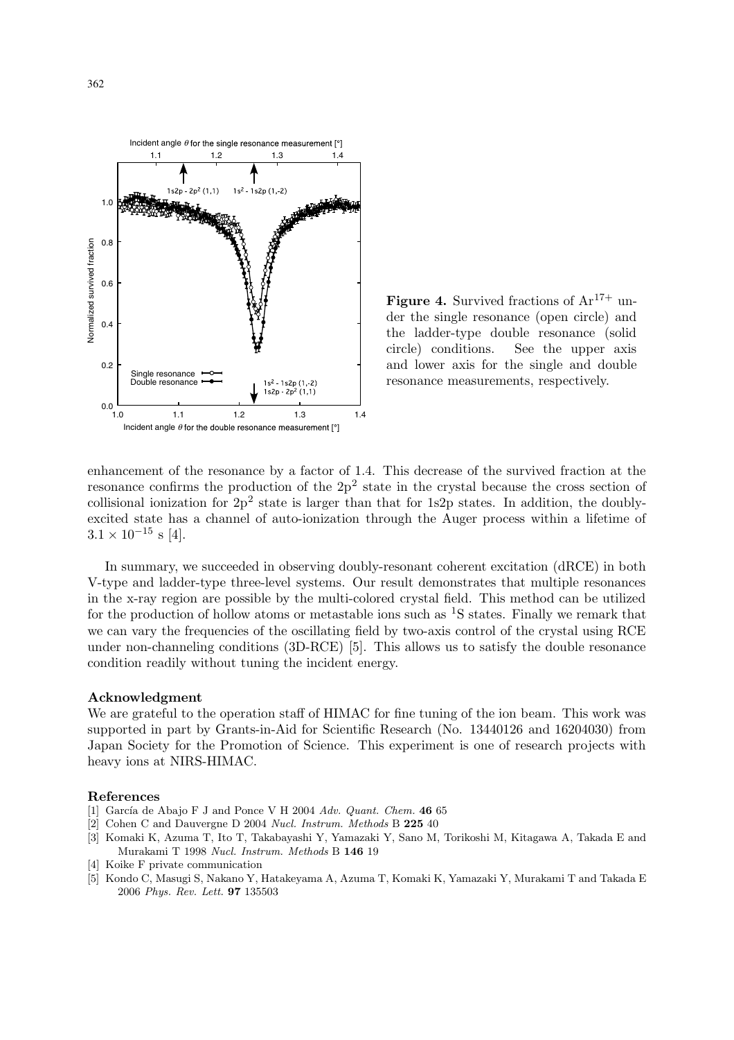Incident angle $\theta$ for the single resonance measurement [°]

1.1 1.2 1.3 1.4

1s2p - 2p$^2$ (1,1)

1s$^2$ - 1s2p (1,-2)

Normalized survived fraction

1.0 0.8 0.6 0.4 0.2 0.0

Single resonance

Double resonance

1s$^2$ - 1s2p (1,-2)
1s2p - 2p$^2$ (1,1)

1.0 1.1 1.2 1.3 1.4

Incident angle $\theta$ for the double resonance measurement [°]

**Figure 4.** Survived fractions of $Ar^{17+}$ under the single resonance (open circle) and the ladder-type double resonance (solid circle) conditions. See the upper axis and lower axis for the single and double resonance measurements, respectively.

enhancement of the resonance by a factor of 1.4. This decrease of the survived fraction at the resonance confirms the production of the $2p^2$ state in the crystal because the cross section of collisional ionization for $2p^2$ state is larger than that for 1s2p states. In addition, the doubly-excited state has a channel of auto-ionization through the Auger process within a lifetime of $3.1 \times 10^{-15}$ s [4].

In summary, we succeeded in observing doubly-resonant coherent excitation (dRCE) in both V-type and ladder-type three-level systems. Our result demonstrates that multiple resonances in the x-ray region are possible by the multi-colored crystal field. This method can be utilized for the production of hollow atoms or metastable ions such as $^1S$ states. Finally we remark that we can vary the frequencies of the oscillating field by two-axis control of the crystal using RCE under non-channeling conditions (3D-RCE) [5]. This allows us to satisfy the double resonance condition readily without tuning the incident energy.

### Acknowledgment

We are grateful to the operation staff of HIMAC for fine tuning of the ion beam. This work was supported in part by Grants-in-Aid for Scientific Research (No. 13440126 and 16204030) from Japan Society for the Promotion of Science. This experiment is one of research projects with heavy ions at NIRS-HIMAC.

### References

[1] García de Abajo F J and Ponce V H 2004 *Adv. Quant. Chem.* **46** 65

[2] Cohen C and Dauvergne D 2004 *Nucl. Instrum. Methods* B **225** 40

[3] Komaki K, Azuma T, Ito T, Takabayashi Y, Yamazaki Y, Sano M, Torikoshi M, Kitagawa A, Takada E and Murakami T 1998 *Nucl. Instrum. Methods* B **146** 19

[4] Koike F private communication

[5] Kondo C, Masugi S, Nakano Y, Hatakeyama A, Azuma T, Komaki K, Yamazaki Y, Murakami T and Takada E 2006 *Phys. Rev. Lett.* **97** 135503